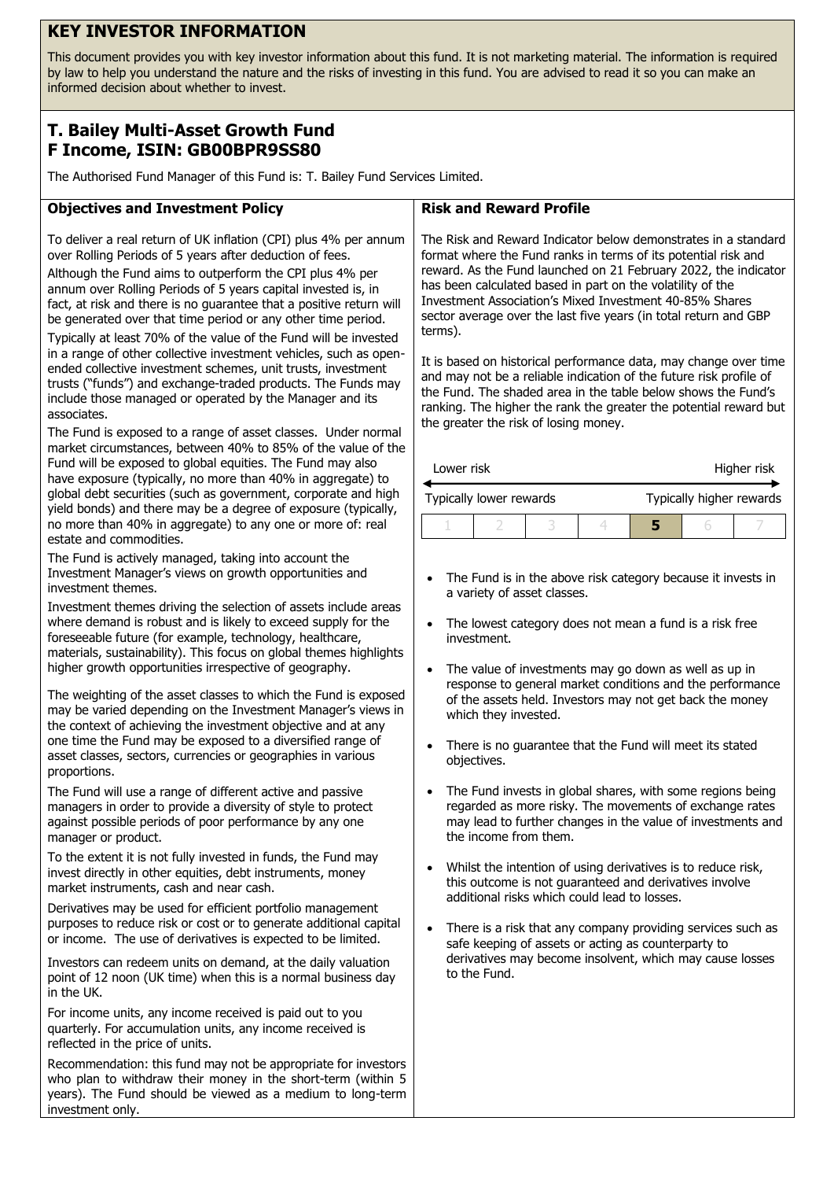# KEY INVESTOR INFORMATION

This document provides you with key investor information about this fund. It is not marketing material. The information is required by law to help you understand the nature and the risks of investing in this fund. You are advised to read it so you can make an informed decision about whether to invest.

## T. Bailey Multi-Asset Growth Fund F Income, ISIN: GB00BPR9SS80

The Authorised Fund Manager of this Fund is: T. Bailey Fund Services Limited.

### Objectives and Investment Policy

To deliver a real return of UK inflation (CPI) plus 4% per annum over Rolling Periods of 5 years after deduction of fees.

Although the Fund aims to outperform the CPI plus 4% per annum over Rolling Periods of 5 years capital invested is, in fact, at risk and there is no guarantee that a positive return will be generated over that time period or any other time period.

Typically at least 70% of the value of the Fund will be invested in a range of other collective investment vehicles, such as open-ended collective investment schemes, unit trusts, investment trusts ("funds") and exchange-traded products. The Funds may include those managed or operated by the Manager and its associates.

The Fund is exposed to a range of asset classes. Under normal market circumstances, between 40% to 85% of the value of the Fund will be exposed to global equities. The Fund may also have exposure (typically, no more than 40% in aggregate) to global debt securities (such as government, corporate and high yield bonds) and there may be a degree of exposure (typically, no more than 40% in aggregate) to any one or more of: real estate and commodities.

The Fund is actively managed, taking into account the Investment Manager's views on growth opportunities and investment themes.

Investment themes driving the selection of assets include areas where demand is robust and is likely to exceed supply for the foreseeable future (for example, technology, healthcare, materials, sustainability). This focus on global themes highlights higher growth opportunities irrespective of geography.

The weighting of the asset classes to which the Fund is exposed may be varied depending on the Investment Manager's views in the context of achieving the investment objective and at any one time the Fund may be exposed to a diversified range of asset classes, sectors, currencies or geographies in various proportions.

The Fund will use a range of different active and passive managers in order to provide a diversity of style to protect against possible periods of poor performance by any one manager or product.

To the extent it is not fully invested in funds, the Fund may invest directly in other equities, debt instruments, money market instruments, cash and near cash.

Derivatives may be used for efficient portfolio management purposes to reduce risk or cost or to generate additional capital or income. The use of derivatives is expected to be limited.

Investors can redeem units on demand, at the daily valuation point of 12 noon (UK time) when this is a normal business day in the UK.

For income units, any income received is paid out to you quarterly. For accumulation units, any income received is reflected in the price of units.

Recommendation: this fund may not be appropriate for investors who plan to withdraw their money in the short-term (within 5 years). The Fund should be viewed as a medium to long-term investment only.

### Risk and Reward Profile

The Risk and Reward Indicator below demonstrates in a standard format where the Fund ranks in terms of its potential risk and reward. As the Fund launched on 21 February 2022, the indicator has been calculated based in part on the volatility of the Investment Association's Mixed Investment 40-85% Shares sector average over the last five years (in total return and GBP terms).

It is based on historical performance data, may change over time and may not be a reliable indication of the future risk profile of the Fund. The shaded area in the table below shows the Fund's ranking. The higher the rank the greater the potential reward but the greater the risk of losing money.

Lower risk — Higher risk

Typically lower rewards — Typically higher rewards

| 1 | 2 | 3 | 4 | **5** | 6 | 7 |
|---|---|---|---|---|---|---|

- The Fund is in the above risk category because it invests in a variety of asset classes.
- The lowest category does not mean a fund is a risk free investment.
- The value of investments may go down as well as up in response to general market conditions and the performance of the assets held. Investors may not get back the money which they invested.
- There is no guarantee that the Fund will meet its stated objectives.
- The Fund invests in global shares, with some regions being regarded as more risky. The movements of exchange rates may lead to further changes in the value of investments and the income from them.
- Whilst the intention of using derivatives is to reduce risk, this outcome is not guaranteed and derivatives involve additional risks which could lead to losses.
- There is a risk that any company providing services such as safe keeping of assets or acting as counterparty to derivatives may become insolvent, which may cause losses to the Fund.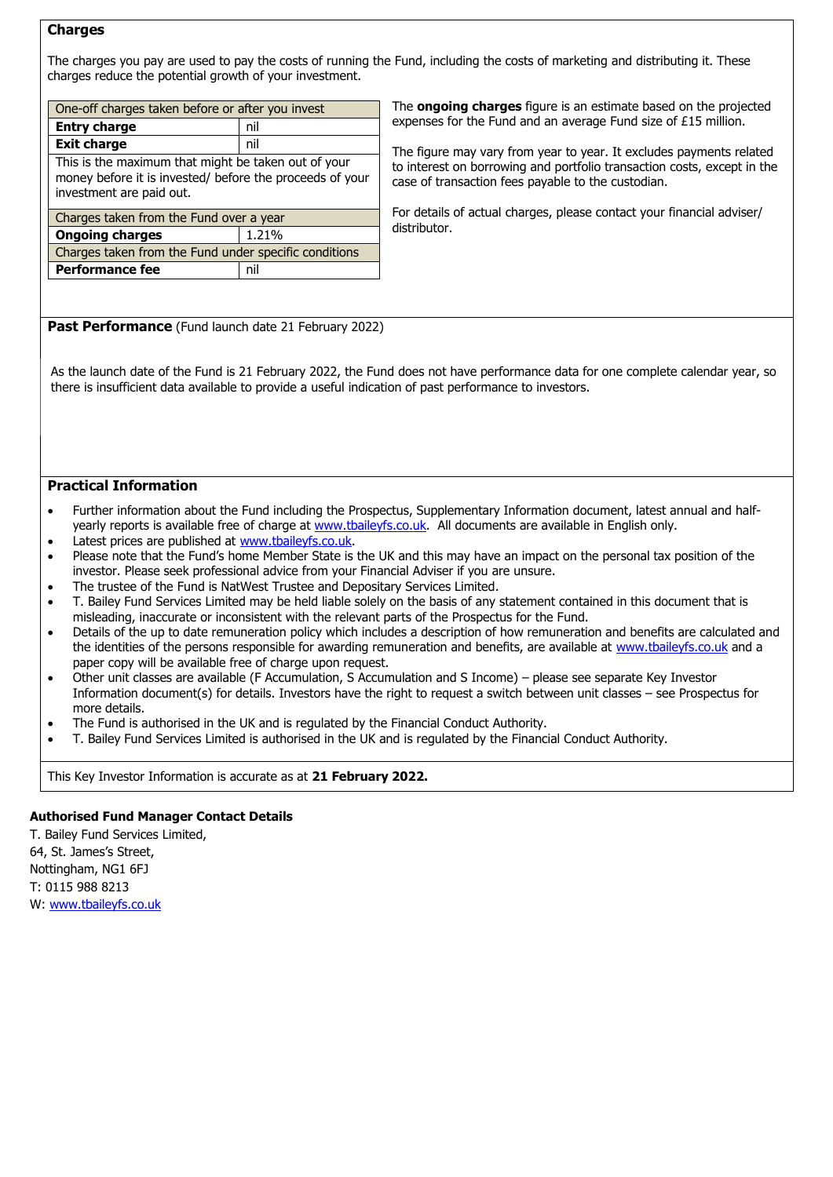## Charges

The charges you pay are used to pay the costs of running the Fund, including the costs of marketing and distributing it. These charges reduce the potential growth of your investment.

| One-off charges taken before or after you invest | |
|---|---|
| **Entry charge** | nil |
| **Exit charge** | nil |
| This is the maximum that might be taken out of your money before it is invested/ before the proceeds of your investment are paid out. | |
| Charges taken from the Fund over a year | |
| **Ongoing charges** | 1.21% |
| Charges taken from the Fund under specific conditions | |
| **Performance fee** | nil |

The **ongoing charges** figure is an estimate based on the projected expenses for the Fund and an average Fund size of £15 million.

The figure may vary from year to year. It excludes payments related to interest on borrowing and portfolio transaction costs, except in the case of transaction fees payable to the custodian.

For details of actual charges, please contact your financial adviser/ distributor.

## Past Performance (Fund launch date 21 February 2022)

As the launch date of the Fund is 21 February 2022, the Fund does not have performance data for one complete calendar year, so there is insufficient data available to provide a useful indication of past performance to investors.

## Practical Information

- Further information about the Fund including the Prospectus, Supplementary Information document, latest annual and half-yearly reports is available free of charge at www.tbaileyfs.co.uk. All documents are available in English only.
- Latest prices are published at www.tbaileyfs.co.uk.
- Please note that the Fund's home Member State is the UK and this may have an impact on the personal tax position of the investor. Please seek professional advice from your Financial Adviser if you are unsure.
- The trustee of the Fund is NatWest Trustee and Depositary Services Limited.
- T. Bailey Fund Services Limited may be held liable solely on the basis of any statement contained in this document that is misleading, inaccurate or inconsistent with the relevant parts of the Prospectus for the Fund.
- Details of the up to date remuneration policy which includes a description of how remuneration and benefits are calculated and the identities of the persons responsible for awarding remuneration and benefits, are available at www.tbaileyfs.co.uk and a paper copy will be available free of charge upon request.
- Other unit classes are available (F Accumulation, S Accumulation and S Income) – please see separate Key Investor Information document(s) for details. Investors have the right to request a switch between unit classes – see Prospectus for more details.
- The Fund is authorised in the UK and is regulated by the Financial Conduct Authority.
- T. Bailey Fund Services Limited is authorised in the UK and is regulated by the Financial Conduct Authority.

This Key Investor Information is accurate as at **21 February 2022.**

**Authorised Fund Manager Contact Details**

T. Bailey Fund Services Limited,
64, St. James's Street,
Nottingham, NG1 6FJ
T: 0115 988 8213
W: www.tbaileyfs.co.uk